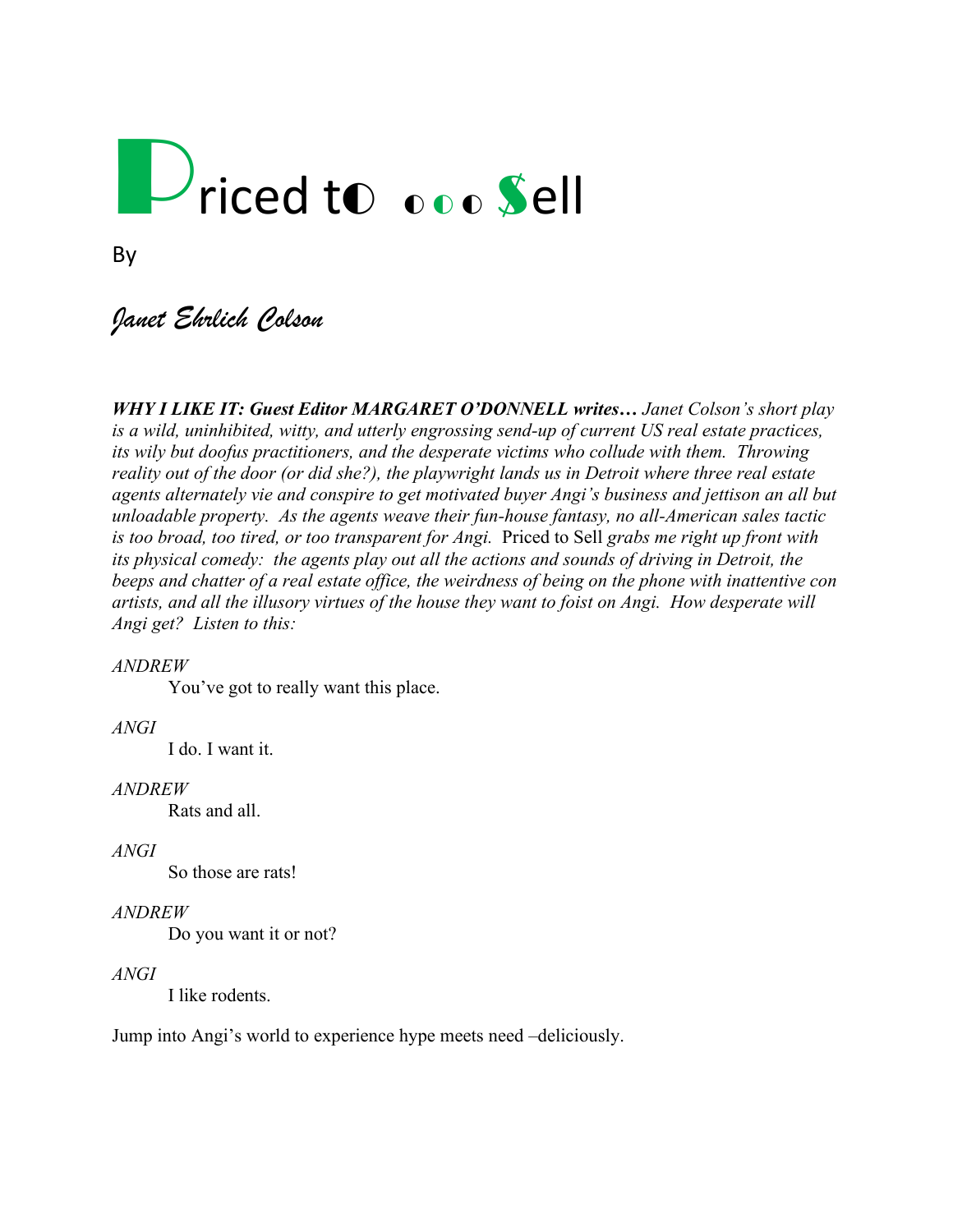# Priced to ◐ ◐◐◐ $ell

By

*Janet Ehrlich Colson*

***WHY I LIKE IT: Guest Editor MARGARET O'DONNELL writes…*** *Janet Colson's short play is a wild, uninhibited, witty, and utterly engrossing send-up of current US real estate practices, its wily but doofus practitioners, and the desperate victims who collude with them. Throwing reality out of the door (or did she?), the playwright lands us in Detroit where three real estate agents alternately vie and conspire to get motivated buyer Angi's business and jettison an all but unloadable property. As the agents weave their fun-house fantasy, no all-American sales tactic is too broad, too tired, or too transparent for Angi.* Priced to Sell *grabs me right up front with its physical comedy: the agents play out all the actions and sounds of driving in Detroit, the beeps and chatter of a real estate office, the weirdness of being on the phone with inattentive con artists, and all the illusory virtues of the house they want to foist on Angi. How desperate will Angi get? Listen to this:*

*ANDREW*

You've got to really want this place.

*ANGI*

I do. I want it.

*ANDREW*

Rats and all.

*ANGI*

So those are rats!

*ANDREW*

Do you want it or not?

*ANGI*

I like rodents.

Jump into Angi's world to experience hype meets need –deliciously.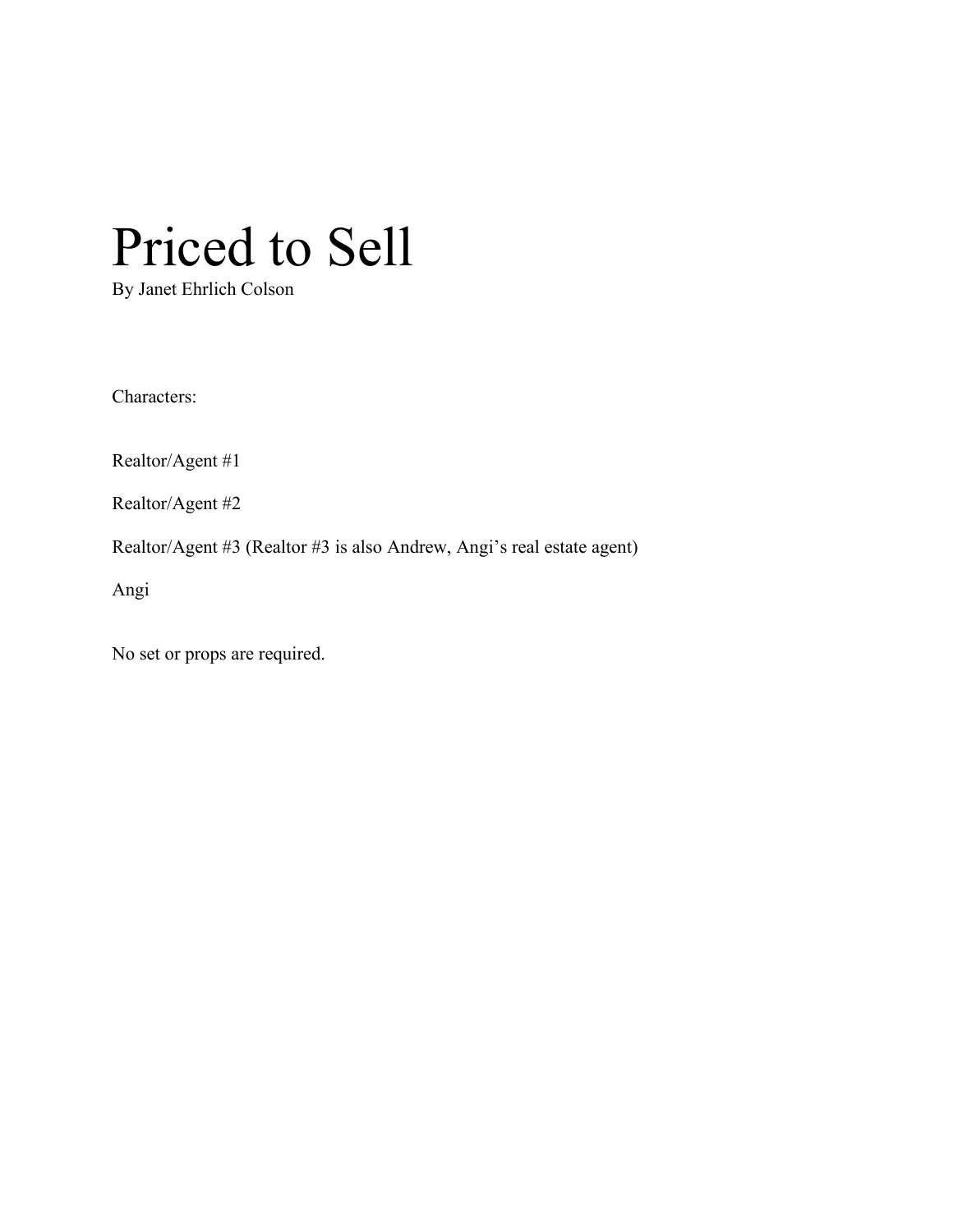# Priced to Sell

By Janet Ehrlich Colson

Characters:

Realtor/Agent #1

Realtor/Agent #2

Realtor/Agent #3 (Realtor #3 is also Andrew, Angi's real estate agent)

Angi

No set or props are required.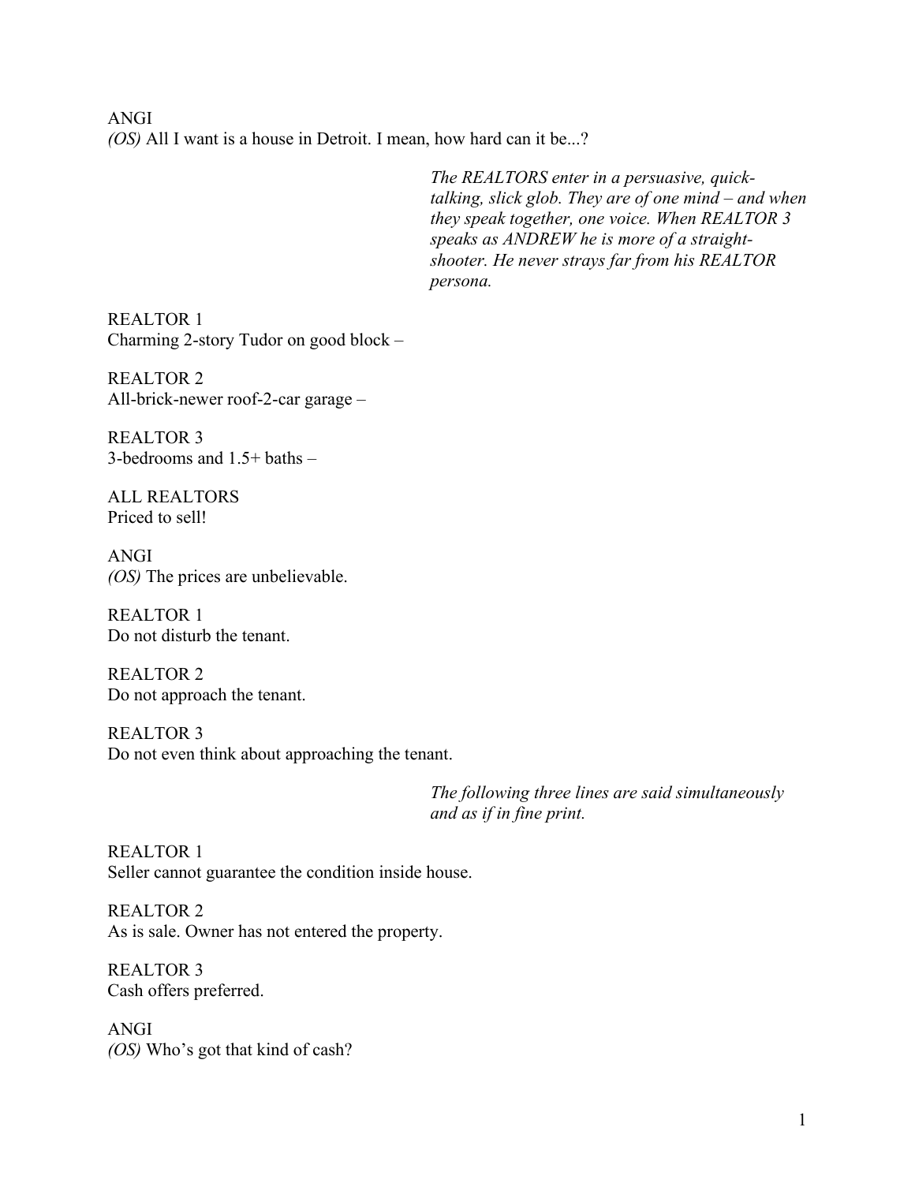ANGI
*(OS)* All I want is a house in Detroit. I mean, how hard can it be...?

*The REALTORS enter in a persuasive, quick-talking, slick glob. They are of one mind – and when they speak together, one voice. When REALTOR 3 speaks as ANDREW he is more of a straight-shooter. He never strays far from his REALTOR persona.*

REALTOR 1
Charming 2-story Tudor on good block –

REALTOR 2
All-brick-newer roof-2-car garage –

REALTOR 3
3-bedrooms and 1.5+ baths –

ALL REALTORS
Priced to sell!

ANGI
*(OS)* The prices are unbelievable.

REALTOR 1
Do not disturb the tenant.

REALTOR 2
Do not approach the tenant.

REALTOR 3
Do not even think about approaching the tenant.

*The following three lines are said simultaneously and as if in fine print.*

REALTOR 1
Seller cannot guarantee the condition inside house.

REALTOR 2
As is sale. Owner has not entered the property.

REALTOR 3
Cash offers preferred.

ANGI
*(OS)* Who's got that kind of cash?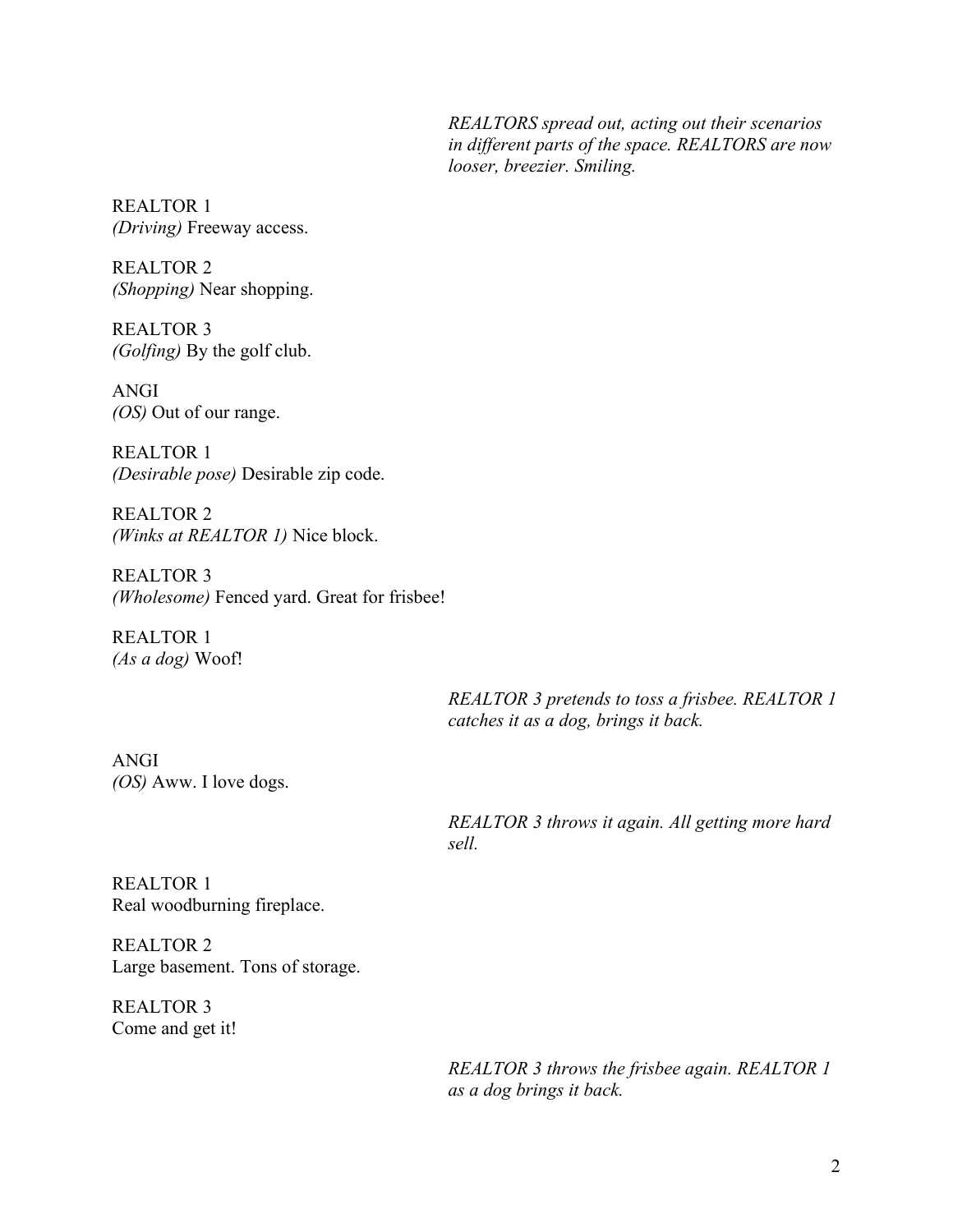*REALTORS spread out, acting out their scenarios in different parts of the space. REALTORS are now looser, breezier. Smiling.*

REALTOR 1
*(Driving)* Freeway access.

REALTOR 2
*(Shopping)* Near shopping.

REALTOR 3
*(Golfing)* By the golf club.

ANGI
*(OS)* Out of our range.

REALTOR 1
*(Desirable pose)* Desirable zip code.

REALTOR 2
*(Winks at REALTOR 1)* Nice block.

REALTOR 3
*(Wholesome)* Fenced yard. Great for frisbee!

REALTOR 1
*(As a dog)* Woof!

*REALTOR 3 pretends to toss a frisbee. REALTOR 1 catches it as a dog, brings it back.*

ANGI
*(OS)* Aww. I love dogs.

*REALTOR 3 throws it again. All getting more hard sell.*

REALTOR 1
Real woodburning fireplace.

REALTOR 2
Large basement. Tons of storage.

REALTOR 3
Come and get it!

*REALTOR 3 throws the frisbee again. REALTOR 1 as a dog brings it back.*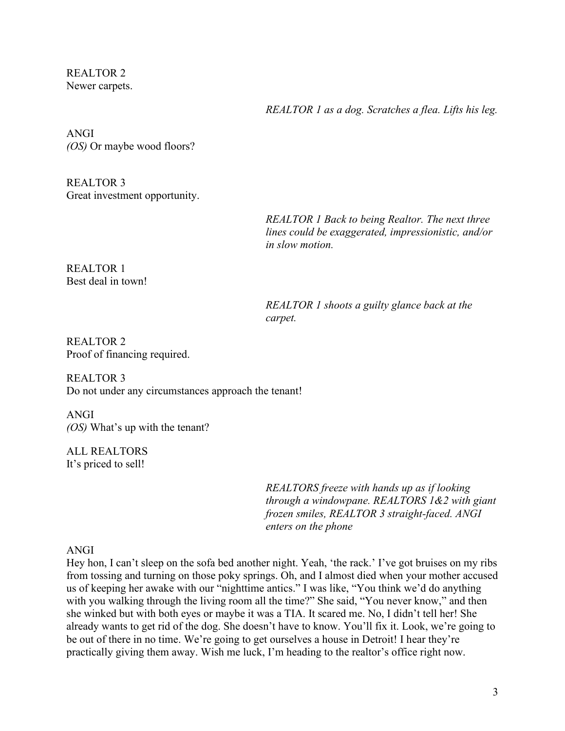REALTOR 2
Newer carpets.

*REALTOR 1 as a dog. Scratches a flea. Lifts his leg.*

ANGI
*(OS)* Or maybe wood floors?

REALTOR 3
Great investment opportunity.

*REALTOR 1 Back to being Realtor. The next three lines could be exaggerated, impressionistic, and/or in slow motion.*

REALTOR 1
Best deal in town!

*REALTOR 1 shoots a guilty glance back at the carpet.*

REALTOR 2
Proof of financing required.

REALTOR 3
Do not under any circumstances approach the tenant!

ANGI
*(OS)* What's up with the tenant?

ALL REALTORS
It's priced to sell!

*REALTORS freeze with hands up as if looking through a windowpane. REALTORS 1&2 with giant frozen smiles, REALTOR 3 straight-faced. ANGI enters on the phone*

ANGI
Hey hon, I can't sleep on the sofa bed another night. Yeah, 'the rack.' I've got bruises on my ribs from tossing and turning on those poky springs. Oh, and I almost died when your mother accused us of keeping her awake with our "nighttime antics." I was like, "You think we'd do anything with you walking through the living room all the time?" She said, "You never know," and then she winked but with both eyes or maybe it was a TIA. It scared me. No, I didn't tell her! She already wants to get rid of the dog. She doesn't have to know. You'll fix it. Look, we're going to be out of there in no time. We're going to get ourselves a house in Detroit! I hear they're practically giving them away. Wish me luck, I'm heading to the realtor's office right now.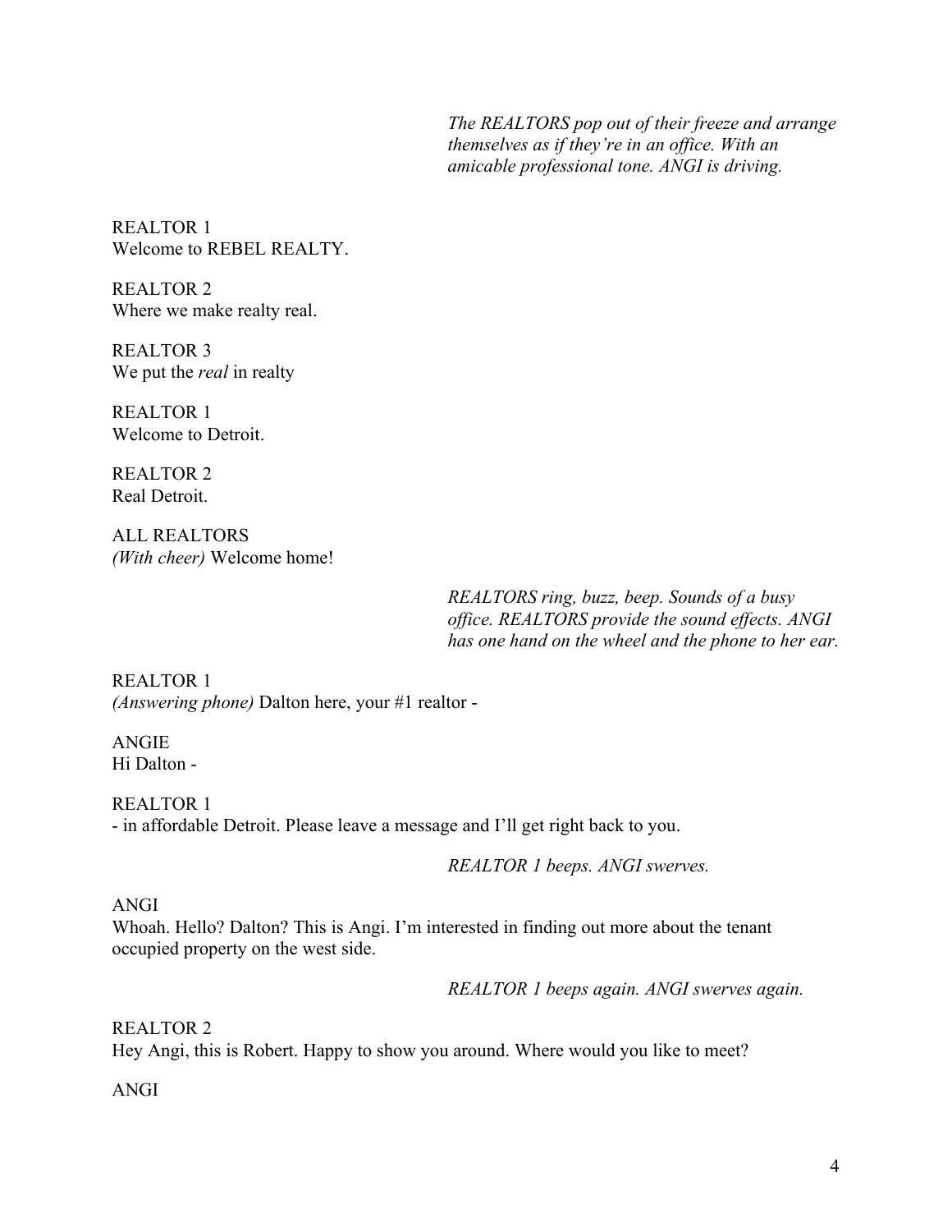*The REALTORS pop out of their freeze and arrange themselves as if they're in an office. With an amicable professional tone. ANGI is driving.*

REALTOR 1
Welcome to REBEL REALTY.

REALTOR 2
Where we make realty real.

REALTOR 3
We put the *real* in realty

REALTOR 1
Welcome to Detroit.

REALTOR 2
Real Detroit.

ALL REALTORS
*(With cheer)* Welcome home!

*REALTORS ring, buzz, beep. Sounds of a busy office. REALTORS provide the sound effects. ANGI has one hand on the wheel and the phone to her ear.*

REALTOR 1
*(Answering phone)* Dalton here, your #1 realtor -

ANGIE
Hi Dalton -

REALTOR 1
- in affordable Detroit. Please leave a message and I'll get right back to you.

*REALTOR 1 beeps. ANGI swerves.*

ANGI
Whoah. Hello? Dalton? This is Angi. I'm interested in finding out more about the tenant occupied property on the west side.

*REALTOR 1 beeps again. ANGI swerves again.*

REALTOR 2
Hey Angi, this is Robert. Happy to show you around. Where would you like to meet?

ANGI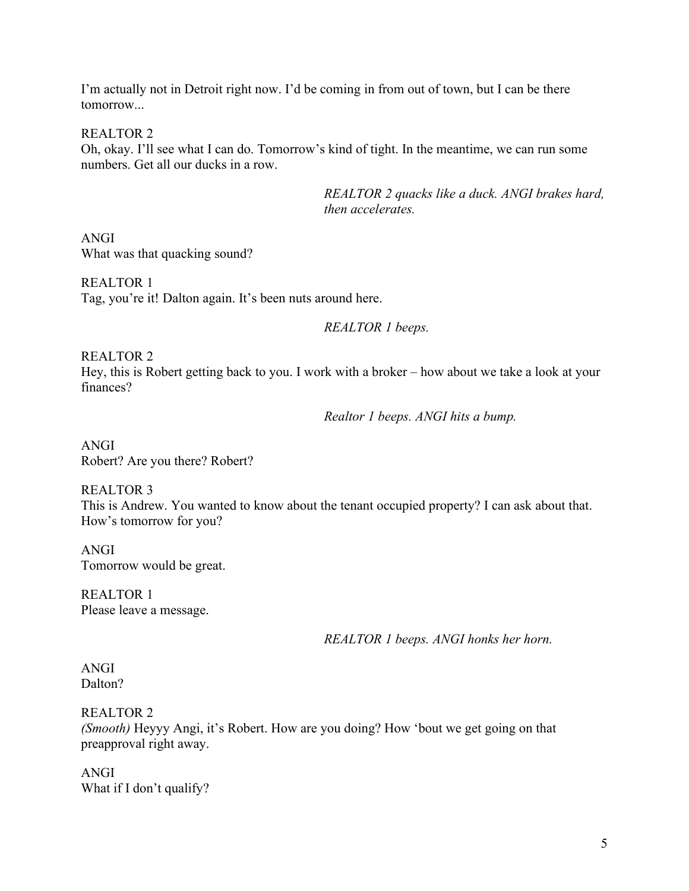I'm actually not in Detroit right now. I'd be coming in from out of town, but I can be there tomorrow...

REALTOR 2
Oh, okay. I'll see what I can do. Tomorrow's kind of tight. In the meantime, we can run some numbers. Get all our ducks in a row.

*REALTOR 2 quacks like a duck. ANGI brakes hard, then accelerates.*

ANGI
What was that quacking sound?

REALTOR 1
Tag, you're it! Dalton again. It's been nuts around here.

*REALTOR 1 beeps.*

REALTOR 2
Hey, this is Robert getting back to you. I work with a broker – how about we take a look at your finances?

*Realtor 1 beeps. ANGI hits a bump.*

ANGI
Robert? Are you there? Robert?

REALTOR 3
This is Andrew. You wanted to know about the tenant occupied property? I can ask about that. How's tomorrow for you?

ANGI
Tomorrow would be great.

REALTOR 1
Please leave a message.

*REALTOR 1 beeps. ANGI honks her horn.*

ANGI
Dalton?

REALTOR 2
*(Smooth)* Heyyy Angi, it's Robert. How are you doing? How 'bout we get going on that preapproval right away.

ANGI
What if I don't qualify?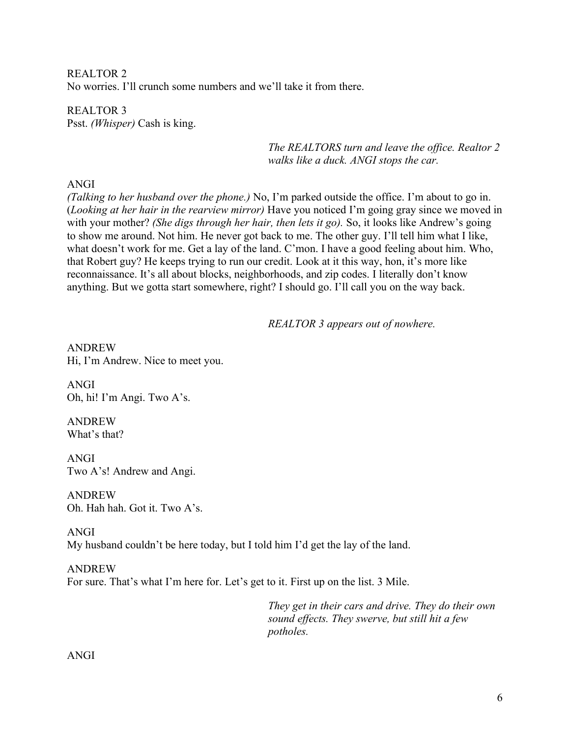REALTOR 2
No worries. I'll crunch some numbers and we'll take it from there.

REALTOR 3
Psst. *(Whisper)* Cash is king.

*The REALTORS turn and leave the office. Realtor 2 walks like a duck. ANGI stops the car.*

ANGI
*(Talking to her husband over the phone.)* No, I'm parked outside the office. I'm about to go in. (*Looking at her hair in the rearview mirror)* Have you noticed I'm going gray since we moved in with your mother? *(She digs through her hair, then lets it go).* So, it looks like Andrew's going to show me around. Not him. He never got back to me. The other guy. I'll tell him what I like, what doesn't work for me. Get a lay of the land. C'mon. I have a good feeling about him. Who, that Robert guy? He keeps trying to run our credit. Look at it this way, hon, it's more like reconnaissance. It's all about blocks, neighborhoods, and zip codes. I literally don't know anything. But we gotta start somewhere, right? I should go. I'll call you on the way back.

*REALTOR 3 appears out of nowhere.*

ANDREW
Hi, I'm Andrew. Nice to meet you.

ANGI
Oh, hi! I'm Angi. Two A's.

ANDREW
What's that?

ANGI
Two A's! Andrew and Angi.

ANDREW
Oh. Hah hah. Got it. Two A's.

ANGI
My husband couldn't be here today, but I told him I'd get the lay of the land.

ANDREW
For sure. That's what I'm here for. Let's get to it. First up on the list. 3 Mile.

*They get in their cars and drive. They do their own sound effects. They swerve, but still hit a few potholes.*

ANGI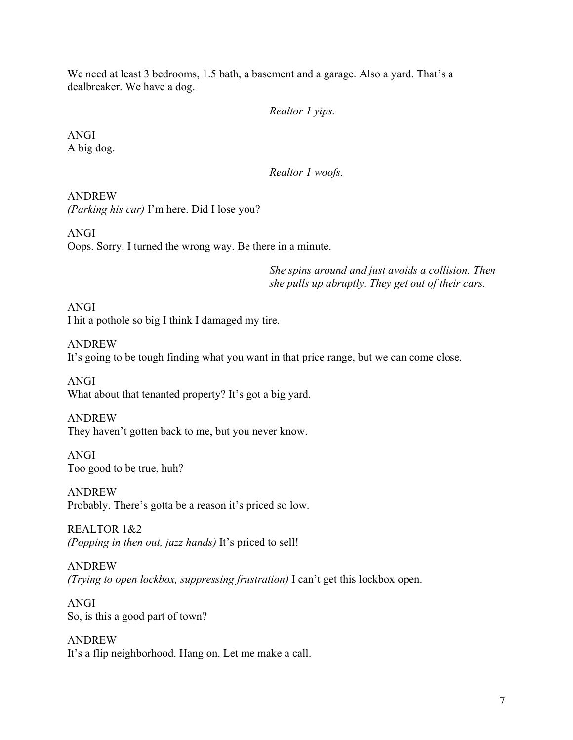We need at least 3 bedrooms, 1.5 bath, a basement and a garage. Also a yard. That's a dealbreaker. We have a dog.

*Realtor 1 yips.*

ANGI
A big dog.

*Realtor 1 woofs.*

ANDREW
*(Parking his car)* I'm here. Did I lose you?

ANGI
Oops. Sorry. I turned the wrong way. Be there in a minute.

*She spins around and just avoids a collision. Then she pulls up abruptly. They get out of their cars.*

ANGI
I hit a pothole so big I think I damaged my tire.

ANDREW
It's going to be tough finding what you want in that price range, but we can come close.

ANGI
What about that tenanted property? It's got a big yard.

ANDREW
They haven't gotten back to me, but you never know.

ANGI
Too good to be true, huh?

ANDREW
Probably. There's gotta be a reason it's priced so low.

REALTOR 1&2
*(Popping in then out, jazz hands)* It's priced to sell!

ANDREW
*(Trying to open lockbox, suppressing frustration)* I can't get this lockbox open.

ANGI
So, is this a good part of town?

ANDREW
It's a flip neighborhood. Hang on. Let me make a call.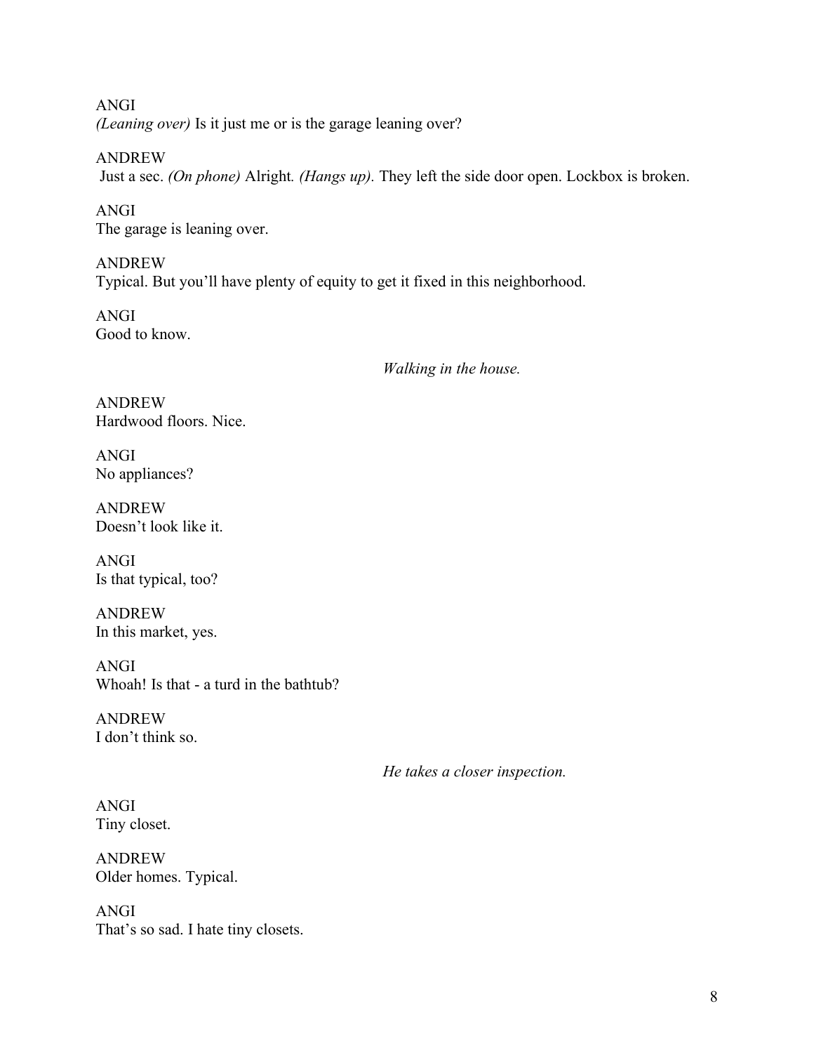ANGI
*(Leaning over)* Is it just me or is the garage leaning over?

ANDREW
Just a sec. *(On phone)* Alright*. (Hangs up).* They left the side door open. Lockbox is broken.

ANGI
The garage is leaning over.

ANDREW
Typical. But you'll have plenty of equity to get it fixed in this neighborhood.

ANGI
Good to know.

*Walking in the house.*

ANDREW
Hardwood floors. Nice.

ANGI
No appliances?

ANDREW
Doesn't look like it.

ANGI
Is that typical, too?

ANDREW
In this market, yes.

ANGI
Whoah! Is that - a turd in the bathtub?

ANDREW
I don't think so.

*He takes a closer inspection.*

ANGI
Tiny closet.

ANDREW
Older homes. Typical.

ANGI
That's so sad. I hate tiny closets.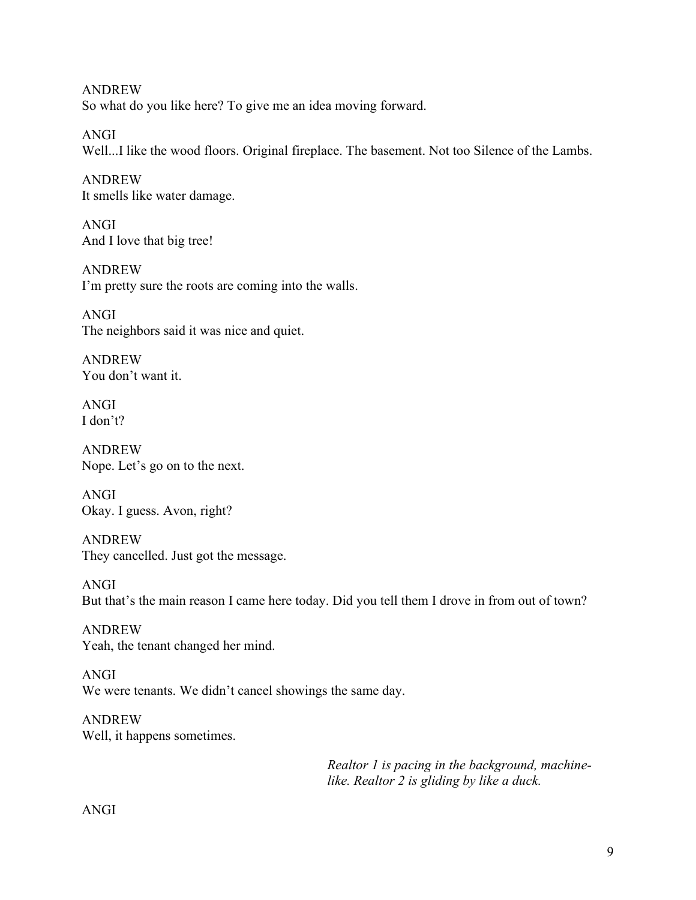ANDREW
So what do you like here? To give me an idea moving forward.

ANGI
Well...I like the wood floors. Original fireplace. The basement. Not too Silence of the Lambs.

ANDREW
It smells like water damage.

ANGI
And I love that big tree!

ANDREW
I'm pretty sure the roots are coming into the walls.

ANGI
The neighbors said it was nice and quiet.

ANDREW
You don't want it.

ANGI
I don't?

ANDREW
Nope. Let's go on to the next.

ANGI
Okay. I guess. Avon, right?

ANDREW
They cancelled. Just got the message.

ANGI
But that's the main reason I came here today. Did you tell them I drove in from out of town?

ANDREW
Yeah, the tenant changed her mind.

ANGI
We were tenants. We didn't cancel showings the same day.

ANDREW
Well, it happens sometimes.

*Realtor 1 is pacing in the background, machine-like. Realtor 2 is gliding by like a duck.*

ANGI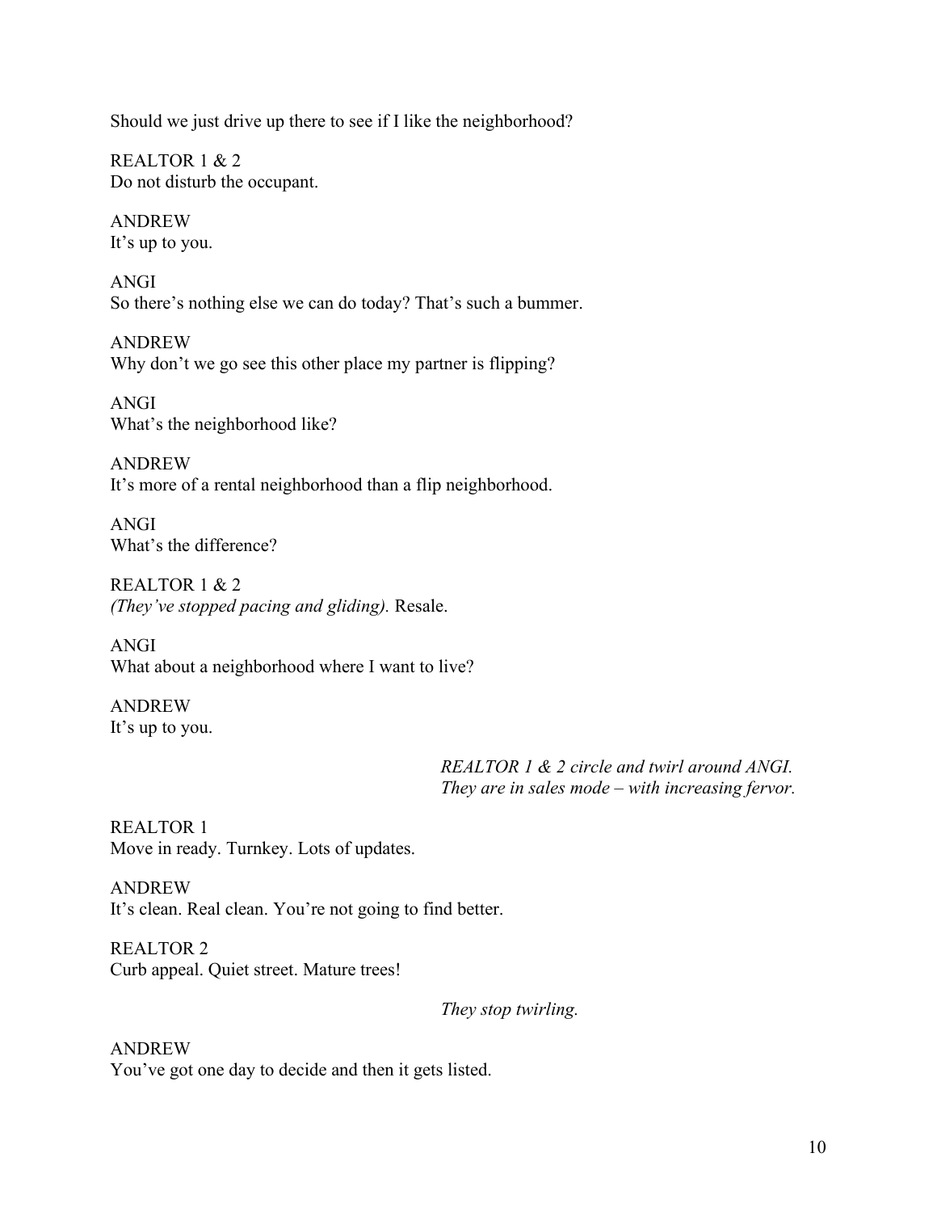Should we just drive up there to see if I like the neighborhood?

REALTOR 1 & 2
Do not disturb the occupant.

ANDREW
It's up to you.

ANGI
So there's nothing else we can do today? That's such a bummer.

ANDREW
Why don't we go see this other place my partner is flipping?

ANGI
What's the neighborhood like?

ANDREW
It's more of a rental neighborhood than a flip neighborhood.

ANGI
What's the difference?

REALTOR 1 & 2
*(They've stopped pacing and gliding).* Resale.

ANGI
What about a neighborhood where I want to live?

ANDREW
It's up to you.

*REALTOR 1 & 2 circle and twirl around ANGI. They are in sales mode – with increasing fervor.*

REALTOR 1
Move in ready. Turnkey. Lots of updates.

ANDREW
It's clean. Real clean. You're not going to find better.

REALTOR 2
Curb appeal. Quiet street. Mature trees!

*They stop twirling.*

ANDREW
You've got one day to decide and then it gets listed.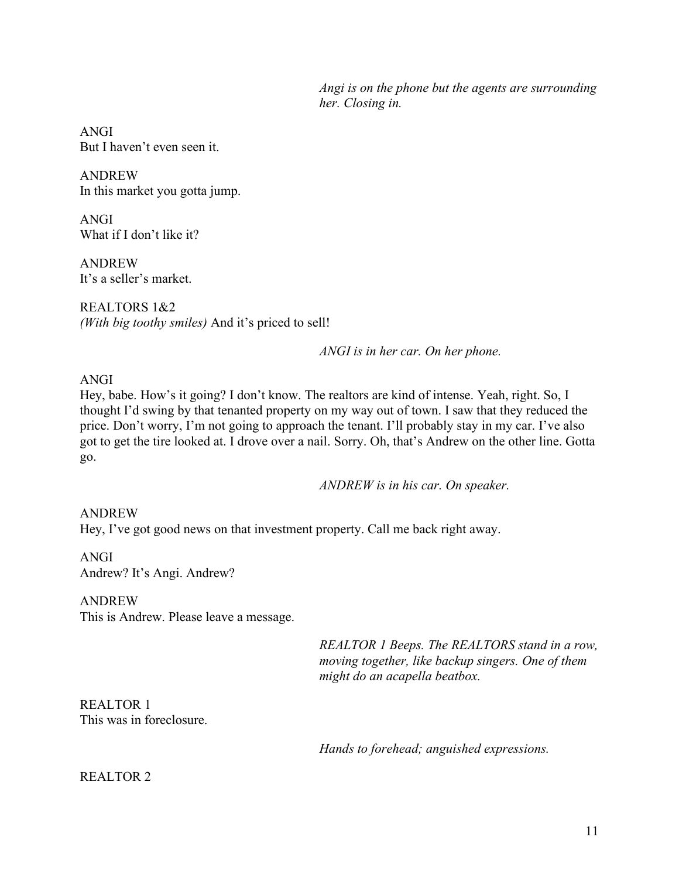*Angi is on the phone but the agents are surrounding her. Closing in.*

ANGI
But I haven't even seen it.

ANDREW
In this market you gotta jump.

ANGI
What if I don't like it?

ANDREW
It's a seller's market.

REALTORS 1&2
*(With big toothy smiles)* And it's priced to sell!

*ANGI is in her car. On her phone.*

ANGI
Hey, babe. How's it going? I don't know. The realtors are kind of intense. Yeah, right. So, I thought I'd swing by that tenanted property on my way out of town. I saw that they reduced the price. Don't worry, I'm not going to approach the tenant. I'll probably stay in my car. I've also got to get the tire looked at. I drove over a nail. Sorry. Oh, that's Andrew on the other line. Gotta go.

*ANDREW is in his car. On speaker.*

ANDREW
Hey, I've got good news on that investment property. Call me back right away.

ANGI
Andrew? It's Angi. Andrew?

ANDREW
This is Andrew. Please leave a message.

*REALTOR 1 Beeps. The REALTORS stand in a row, moving together, like backup singers. One of them might do an acapella beatbox.*

REALTOR 1
This was in foreclosure.

*Hands to forehead; anguished expressions.*

REALTOR 2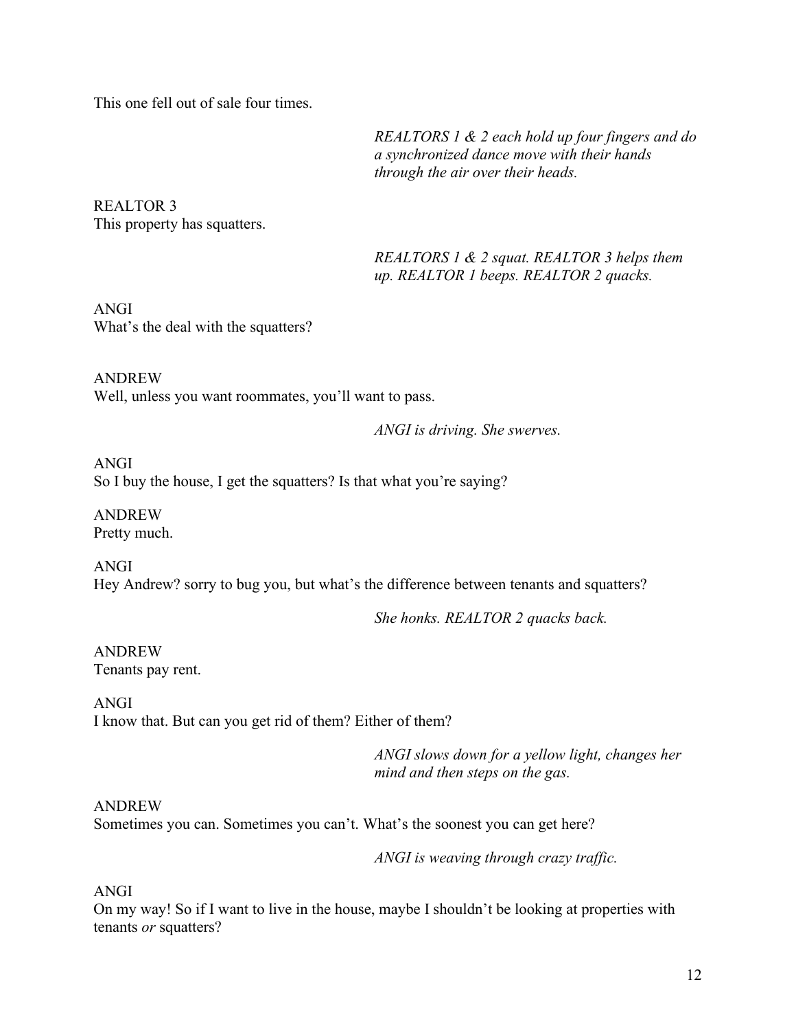This one fell out of sale four times.

*REALTORS 1 & 2 each hold up four fingers and do a synchronized dance move with their hands through the air over their heads.*

REALTOR 3
This property has squatters.

*REALTORS 1 & 2 squat. REALTOR 3 helps them up. REALTOR 1 beeps. REALTOR 2 quacks.*

ANGI
What's the deal with the squatters?

ANDREW
Well, unless you want roommates, you'll want to pass.

*ANGI is driving. She swerves.*

ANGI
So I buy the house, I get the squatters? Is that what you're saying?

ANDREW
Pretty much.

ANGI
Hey Andrew? sorry to bug you, but what's the difference between tenants and squatters?

*She honks. REALTOR 2 quacks back.*

ANDREW
Tenants pay rent.

ANGI
I know that. But can you get rid of them? Either of them?

*ANGI slows down for a yellow light, changes her mind and then steps on the gas.*

ANDREW
Sometimes you can. Sometimes you can't. What's the soonest you can get here?

*ANGI is weaving through crazy traffic.*

ANGI
On my way! So if I want to live in the house, maybe I shouldn't be looking at properties with tenants *or* squatters?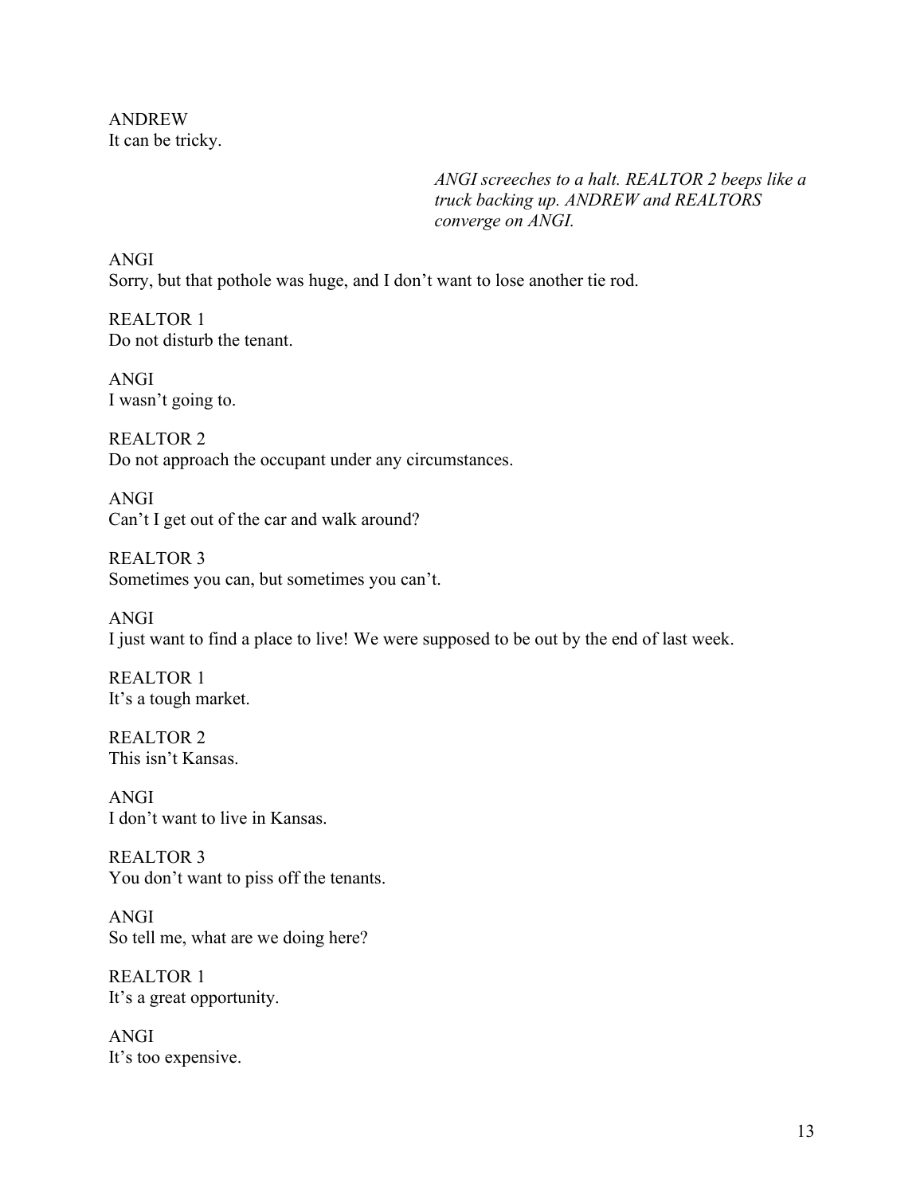ANDREW
It can be tricky.

*ANGI screeches to a halt. REALTOR 2 beeps like a truck backing up. ANDREW and REALTORS converge on ANGI.*

ANGI
Sorry, but that pothole was huge, and I don't want to lose another tie rod.

REALTOR 1
Do not disturb the tenant.

ANGI
I wasn't going to.

REALTOR 2
Do not approach the occupant under any circumstances.

ANGI
Can't I get out of the car and walk around?

REALTOR 3
Sometimes you can, but sometimes you can't.

ANGI
I just want to find a place to live! We were supposed to be out by the end of last week.

REALTOR 1
It's a tough market.

REALTOR 2
This isn't Kansas.

ANGI
I don't want to live in Kansas.

REALTOR 3
You don't want to piss off the tenants.

ANGI
So tell me, what are we doing here?

REALTOR 1
It's a great opportunity.

ANGI
It's too expensive.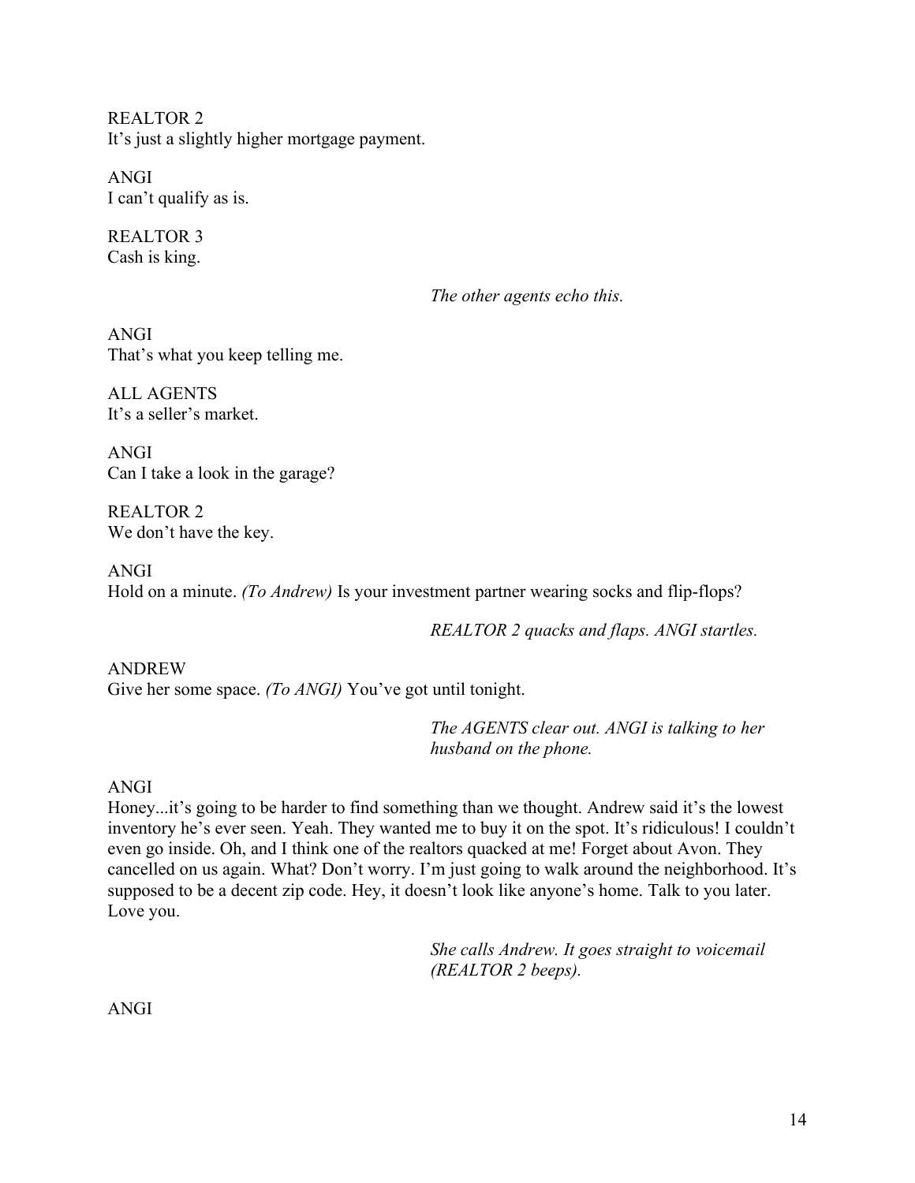REALTOR 2
It's just a slightly higher mortgage payment.

ANGI
I can't qualify as is.

REALTOR 3
Cash is king.

*The other agents echo this.*

ANGI
That's what you keep telling me.

ALL AGENTS
It's a seller's market.

ANGI
Can I take a look in the garage?

REALTOR 2
We don't have the key.

ANGI
Hold on a minute. *(To Andrew)* Is your investment partner wearing socks and flip-flops?

*REALTOR 2 quacks and flaps. ANGI startles.*

ANDREW
Give her some space. *(To ANGI)* You've got until tonight.

*The AGENTS clear out. ANGI is talking to her husband on the phone.*

ANGI
Honey...it's going to be harder to find something than we thought. Andrew said it's the lowest inventory he's ever seen. Yeah. They wanted me to buy it on the spot. It's ridiculous! I couldn't even go inside. Oh, and I think one of the realtors quacked at me! Forget about Avon. They cancelled on us again. What? Don't worry. I'm just going to walk around the neighborhood. It's supposed to be a decent zip code. Hey, it doesn't look like anyone's home. Talk to you later. Love you.

*She calls Andrew. It goes straight to voicemail (REALTOR 2 beeps).*

ANGI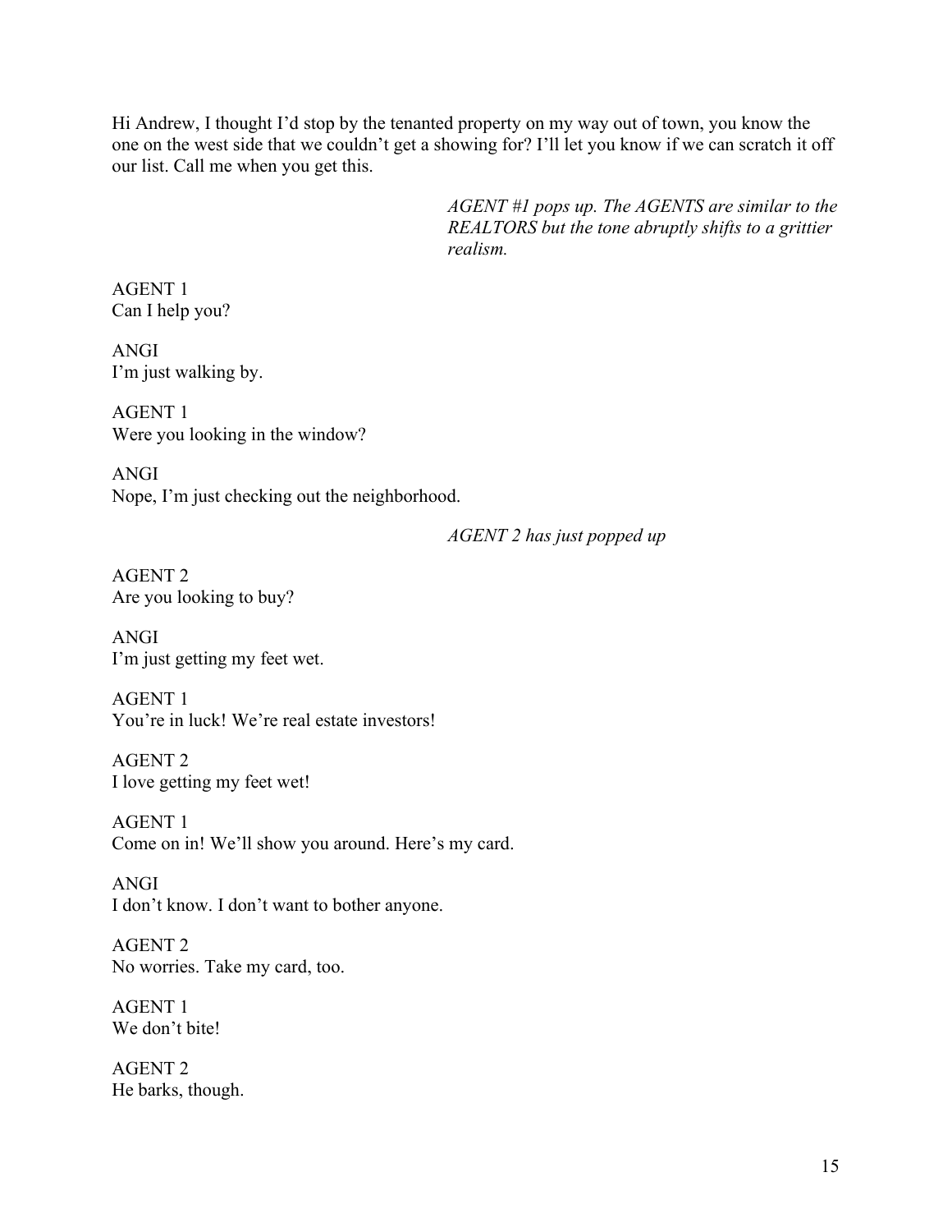Hi Andrew, I thought I'd stop by the tenanted property on my way out of town, you know the one on the west side that we couldn't get a showing for? I'll let you know if we can scratch it off our list. Call me when you get this.

*AGENT #1 pops up. The AGENTS are similar to the REALTORS but the tone abruptly shifts to a grittier realism.*

AGENT 1
Can I help you?

ANGI
I'm just walking by.

AGENT 1
Were you looking in the window?

ANGI
Nope, I'm just checking out the neighborhood.

*AGENT 2 has just popped up*

AGENT 2
Are you looking to buy?

ANGI
I'm just getting my feet wet.

AGENT 1
You're in luck! We're real estate investors!

AGENT 2
I love getting my feet wet!

AGENT 1
Come on in! We'll show you around. Here's my card.

ANGI
I don't know. I don't want to bother anyone.

AGENT 2
No worries. Take my card, too.

AGENT 1
We don't bite!

AGENT 2
He barks, though.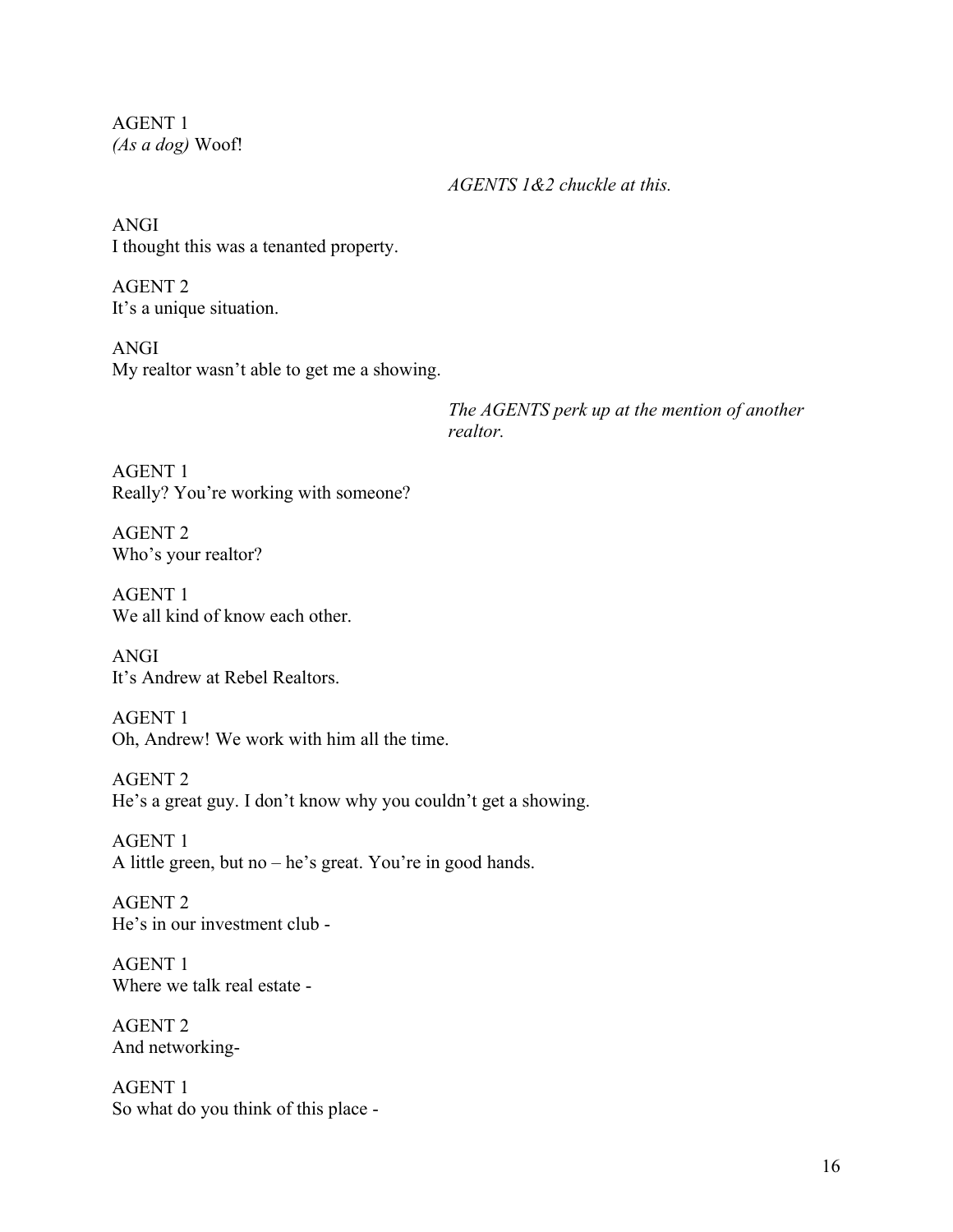AGENT 1
*(As a dog)* Woof!

*AGENTS 1&2 chuckle at this.*

ANGI
I thought this was a tenanted property.

AGENT 2
It's a unique situation.

ANGI
My realtor wasn't able to get me a showing.

*The AGENTS perk up at the mention of another realtor.*

AGENT 1
Really? You're working with someone?

AGENT 2
Who's your realtor?

AGENT 1
We all kind of know each other.

ANGI
It's Andrew at Rebel Realtors.

AGENT 1
Oh, Andrew! We work with him all the time.

AGENT 2
He's a great guy. I don't know why you couldn't get a showing.

AGENT 1
A little green, but no – he's great. You're in good hands.

AGENT 2
He's in our investment club -

AGENT 1
Where we talk real estate -

AGENT 2
And networking-

AGENT 1
So what do you think of this place -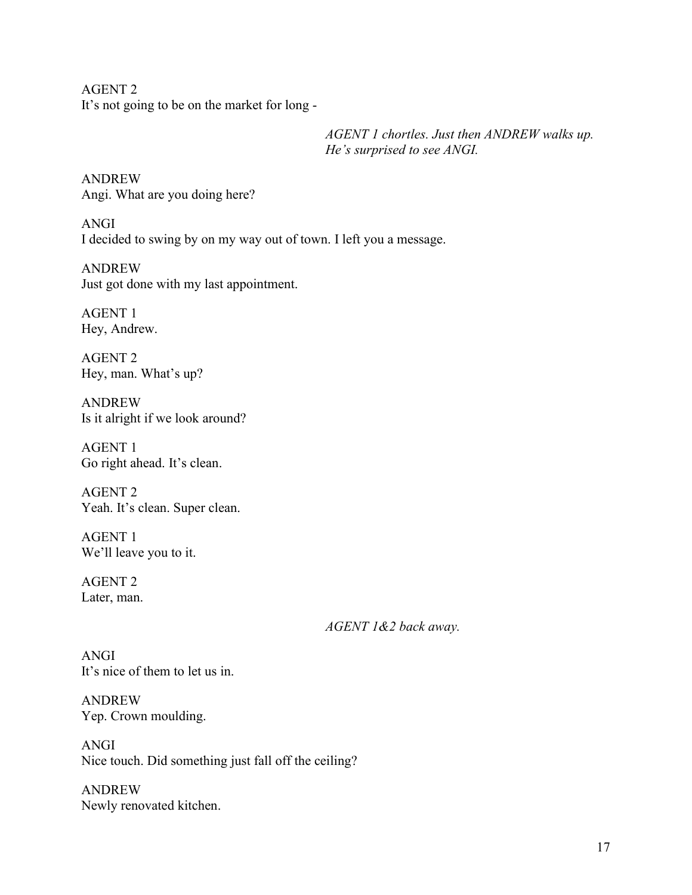AGENT 2
It's not going to be on the market for long -

*AGENT 1 chortles. Just then ANDREW walks up. He's surprised to see ANGI.*

ANDREW
Angi. What are you doing here?

ANGI
I decided to swing by on my way out of town. I left you a message.

ANDREW
Just got done with my last appointment.

AGENT 1
Hey, Andrew.

AGENT 2
Hey, man. What's up?

ANDREW
Is it alright if we look around?

AGENT 1
Go right ahead. It's clean.

AGENT 2
Yeah. It's clean. Super clean.

AGENT 1
We'll leave you to it.

AGENT 2
Later, man.

*AGENT 1&2 back away.*

ANGI
It's nice of them to let us in.

ANDREW
Yep. Crown moulding.

ANGI
Nice touch. Did something just fall off the ceiling?

ANDREW
Newly renovated kitchen.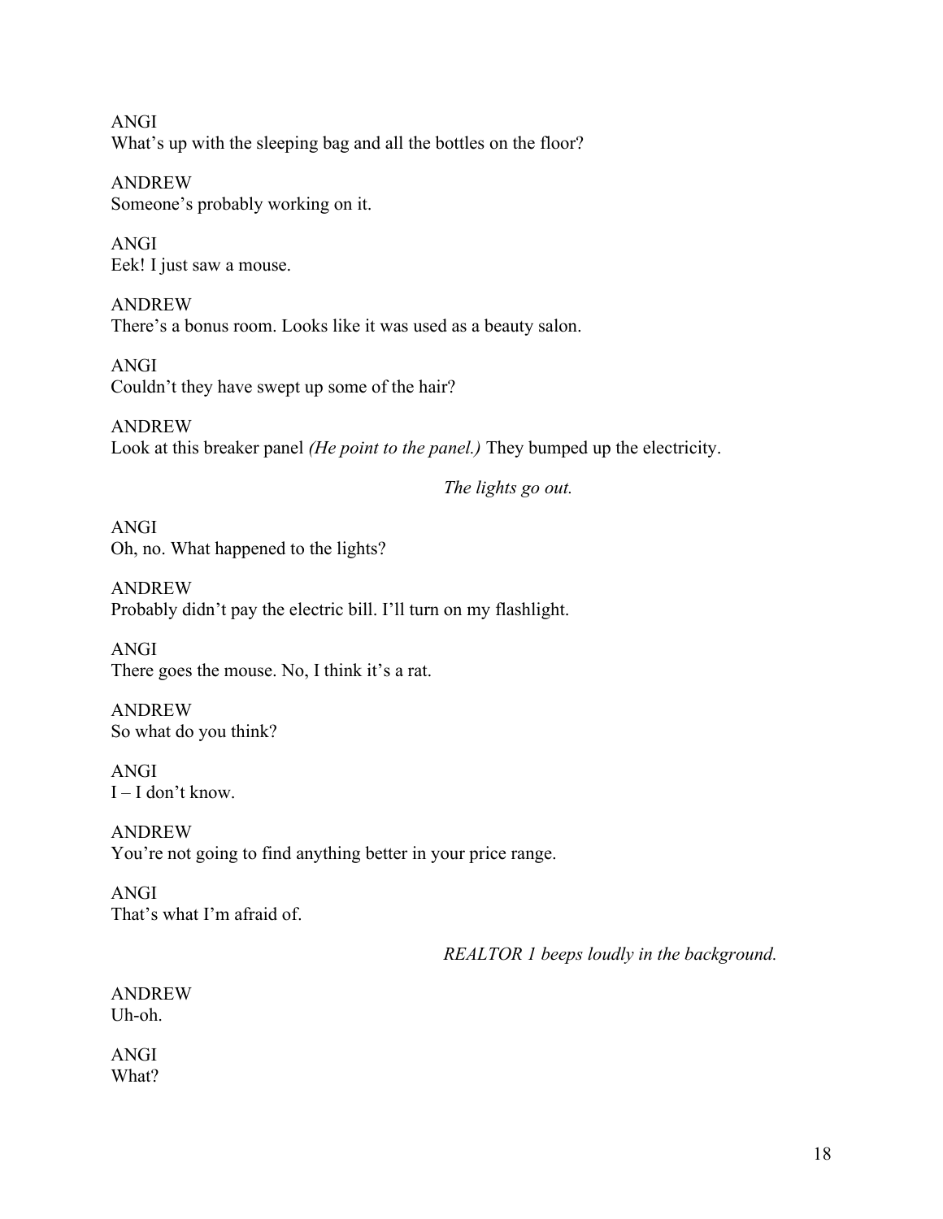ANGI
What's up with the sleeping bag and all the bottles on the floor?

ANDREW
Someone's probably working on it.

ANGI
Eek! I just saw a mouse.

ANDREW
There's a bonus room. Looks like it was used as a beauty salon.

ANGI
Couldn't they have swept up some of the hair?

ANDREW
Look at this breaker panel *(He point to the panel.)* They bumped up the electricity.

*The lights go out.*

ANGI
Oh, no. What happened to the lights?

ANDREW
Probably didn't pay the electric bill. I'll turn on my flashlight.

ANGI
There goes the mouse. No, I think it's a rat.

ANDREW
So what do you think?

ANGI
I – I don't know.

ANDREW
You're not going to find anything better in your price range.

ANGI
That's what I'm afraid of.

*REALTOR 1 beeps loudly in the background.*

ANDREW
Uh-oh.

ANGI
What?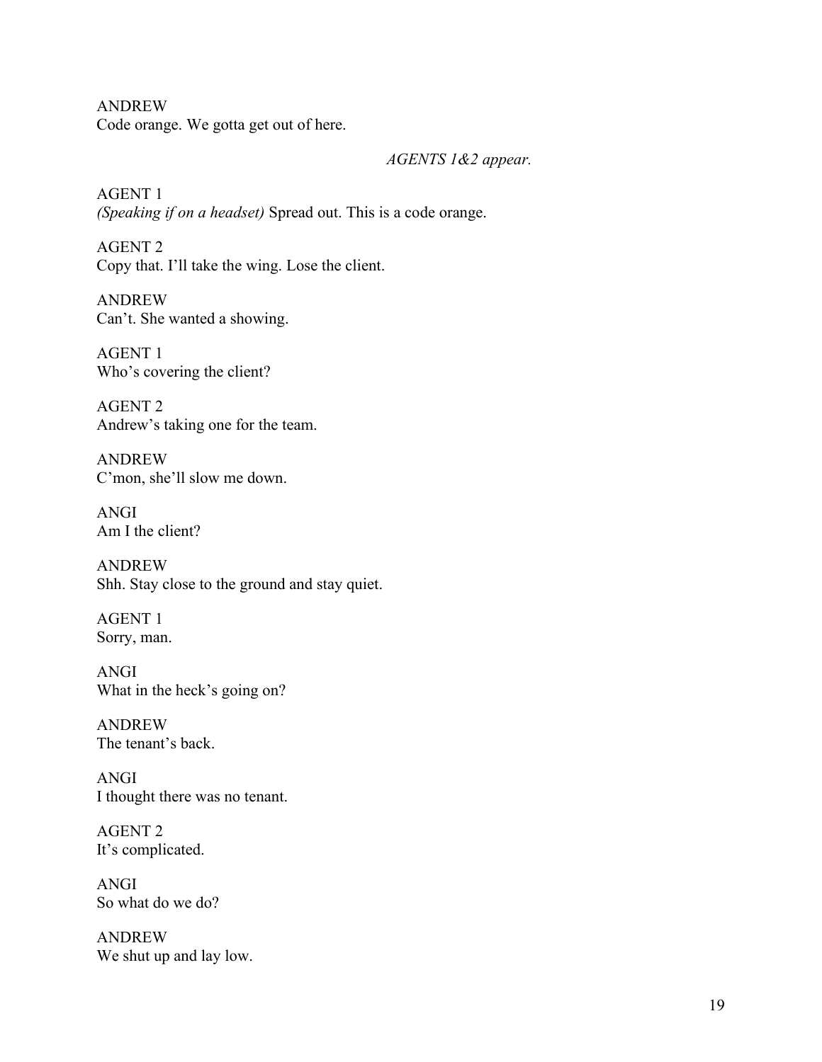ANDREW
Code orange. We gotta get out of here.

*AGENTS 1&2 appear.*

AGENT 1
*(Speaking if on a headset)* Spread out. This is a code orange.

AGENT 2
Copy that. I'll take the wing. Lose the client.

ANDREW
Can't. She wanted a showing.

AGENT 1
Who's covering the client?

AGENT 2
Andrew's taking one for the team.

ANDREW
C'mon, she'll slow me down.

ANGI
Am I the client?

ANDREW
Shh. Stay close to the ground and stay quiet.

AGENT 1
Sorry, man.

ANGI
What in the heck's going on?

ANDREW
The tenant's back.

ANGI
I thought there was no tenant.

AGENT 2
It's complicated.

ANGI
So what do we do?

ANDREW
We shut up and lay low.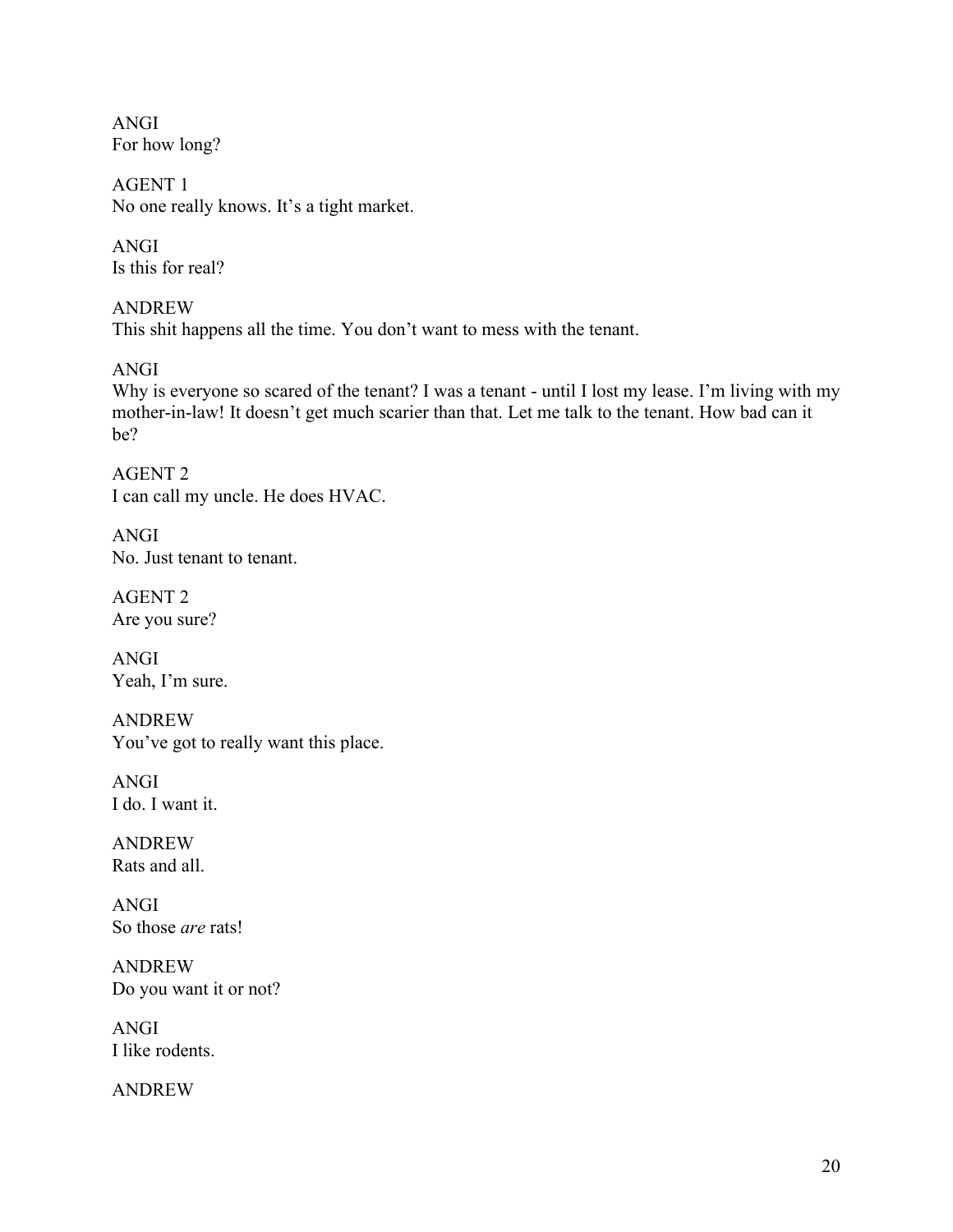ANGI
For how long?

AGENT 1
No one really knows. It's a tight market.

ANGI
Is this for real?

ANDREW
This shit happens all the time. You don't want to mess with the tenant.

ANGI
Why is everyone so scared of the tenant? I was a tenant - until I lost my lease. I'm living with my mother-in-law! It doesn't get much scarier than that. Let me talk to the tenant. How bad can it be?

AGENT 2
I can call my uncle. He does HVAC.

ANGI
No. Just tenant to tenant.

AGENT 2
Are you sure?

ANGI
Yeah, I'm sure.

ANDREW
You've got to really want this place.

ANGI
I do. I want it.

ANDREW
Rats and all.

ANGI
So those *are* rats!

ANDREW
Do you want it or not?

ANGI
I like rodents.

ANDREW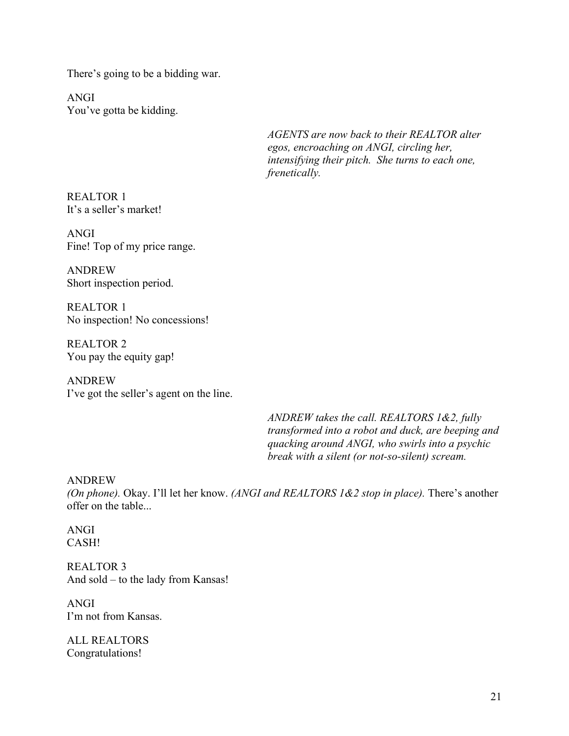There's going to be a bidding war.

ANGI
You've gotta be kidding.

*AGENTS are now back to their REALTOR alter egos, encroaching on ANGI, circling her, intensifying their pitch. She turns to each one, frenetically.*

REALTOR 1
It's a seller's market!

ANGI
Fine! Top of my price range.

ANDREW
Short inspection period.

REALTOR 1
No inspection! No concessions!

REALTOR 2
You pay the equity gap!

ANDREW
I've got the seller's agent on the line.

*ANDREW takes the call. REALTORS 1&2, fully transformed into a robot and duck, are beeping and quacking around ANGI, who swirls into a psychic break with a silent (or not-so-silent) scream.*

ANDREW
*(On phone).* Okay. I'll let her know. *(ANGI and REALTORS 1&2 stop in place).* There's another offer on the table...

ANGI
CASH!

REALTOR 3
And sold – to the lady from Kansas!

ANGI
I'm not from Kansas.

ALL REALTORS
Congratulations!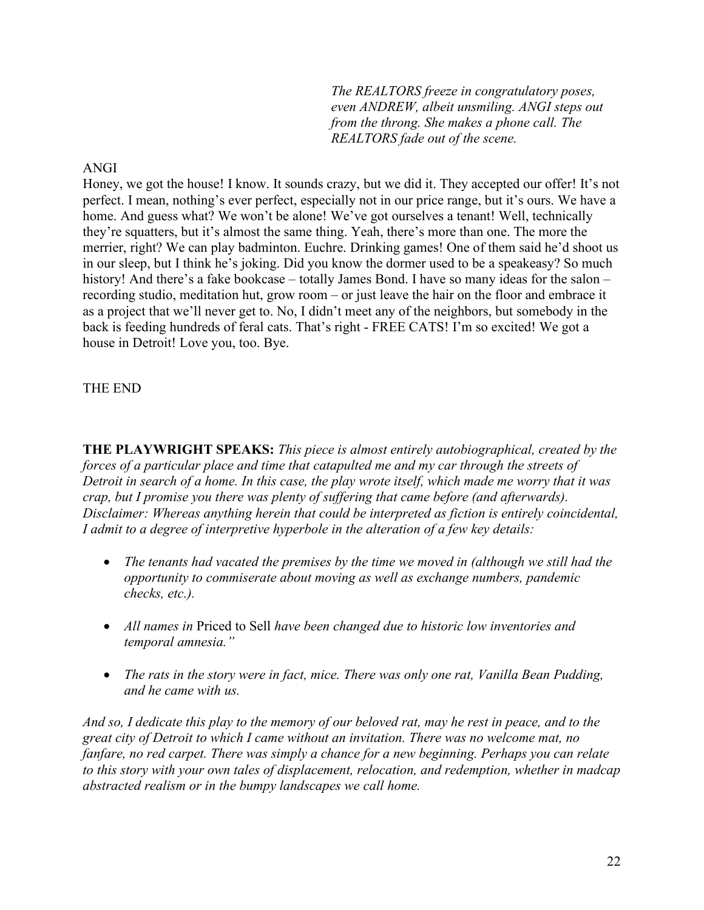*The REALTORS freeze in congratulatory poses, even ANDREW, albeit unsmiling. ANGI steps out from the throng. She makes a phone call. The REALTORS fade out of the scene.*

ANGI

Honey, we got the house! I know. It sounds crazy, but we did it. They accepted our offer! It's not perfect. I mean, nothing's ever perfect, especially not in our price range, but it's ours. We have a home. And guess what? We won't be alone! We've got ourselves a tenant! Well, technically they're squatters, but it's almost the same thing. Yeah, there's more than one. The more the merrier, right? We can play badminton. Euchre. Drinking games! One of them said he'd shoot us in our sleep, but I think he's joking. Did you know the dormer used to be a speakeasy? So much history! And there's a fake bookcase – totally James Bond. I have so many ideas for the salon – recording studio, meditation hut, grow room – or just leave the hair on the floor and embrace it as a project that we'll never get to. No, I didn't meet any of the neighbors, but somebody in the back is feeding hundreds of feral cats. That's right - FREE CATS! I'm so excited! We got a house in Detroit! Love you, too. Bye.

THE END

**THE PLAYWRIGHT SPEAKS:** *This piece is almost entirely autobiographical, created by the forces of a particular place and time that catapulted me and my car through the streets of Detroit in search of a home. In this case, the play wrote itself, which made me worry that it was crap, but I promise you there was plenty of suffering that came before (and afterwards). Disclaimer: Whereas anything herein that could be interpreted as fiction is entirely coincidental, I admit to a degree of interpretive hyperbole in the alteration of a few key details:*

- *The tenants had vacated the premises by the time we moved in (although we still had the opportunity to commiserate about moving as well as exchange numbers, pandemic checks, etc.).*

- *All names in* Priced to Sell *have been changed due to historic low inventories and temporal amnesia."*

- *The rats in the story were in fact, mice. There was only one rat, Vanilla Bean Pudding, and he came with us.*

*And so, I dedicate this play to the memory of our beloved rat, may he rest in peace, and to the great city of Detroit to which I came without an invitation. There was no welcome mat, no fanfare, no red carpet. There was simply a chance for a new beginning. Perhaps you can relate to this story with your own tales of displacement, relocation, and redemption, whether in madcap abstracted realism or in the bumpy landscapes we call home.*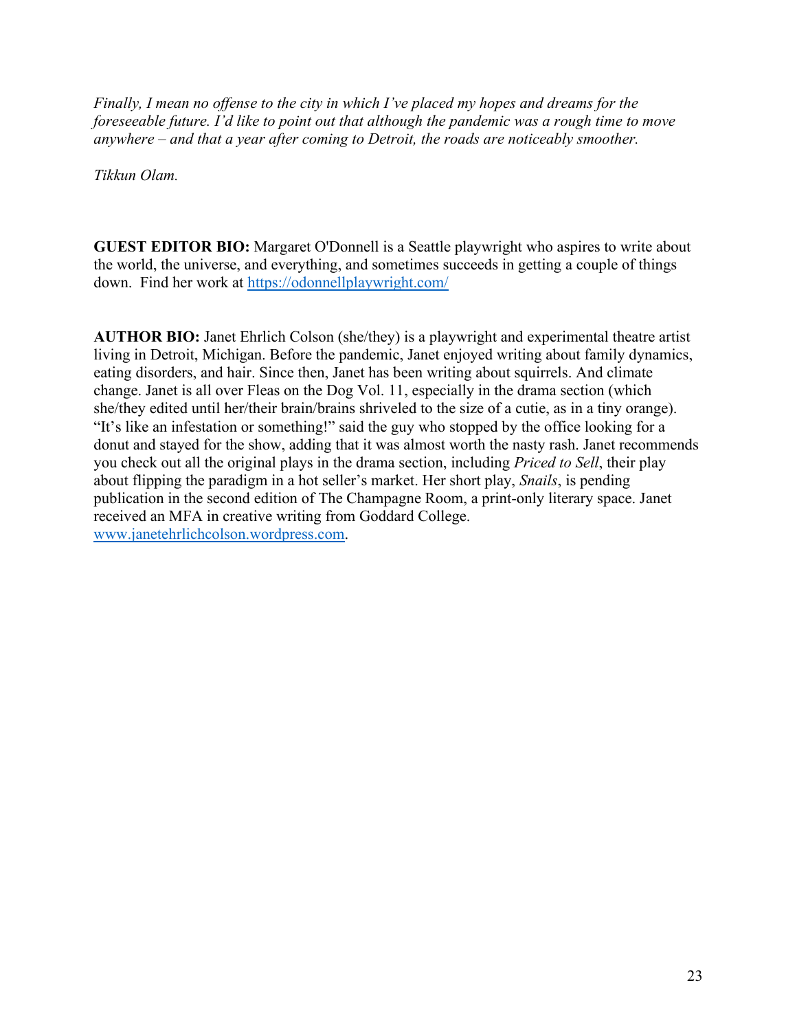*Finally, I mean no offense to the city in which I've placed my hopes and dreams for the foreseeable future. I'd like to point out that although the pandemic was a rough time to move anywhere – and that a year after coming to Detroit, the roads are noticeably smoother.*

*Tikkun Olam.*

**GUEST EDITOR BIO:** Margaret O'Donnell is a Seattle playwright who aspires to write about the world, the universe, and everything, and sometimes succeeds in getting a couple of things down. Find her work at [https://odonnellplaywright.com/](https://odonnellplaywright.com/)

**AUTHOR BIO:** Janet Ehrlich Colson (she/they) is a playwright and experimental theatre artist living in Detroit, Michigan. Before the pandemic, Janet enjoyed writing about family dynamics, eating disorders, and hair. Since then, Janet has been writing about squirrels. And climate change. Janet is all over Fleas on the Dog Vol. 11, especially in the drama section (which she/they edited until her/their brain/brains shriveled to the size of a cutie, as in a tiny orange). "It's like an infestation or something!" said the guy who stopped by the office looking for a donut and stayed for the show, adding that it was almost worth the nasty rash. Janet recommends you check out all the original plays in the drama section, including *Priced to Sell*, their play about flipping the paradigm in a hot seller's market. Her short play, *Snails*, is pending publication in the second edition of The Champagne Room, a print-only literary space. Janet received an MFA in creative writing from Goddard College. [www.janetehrlichcolson.wordpress.com](www.janetehrlichcolson.wordpress.com).